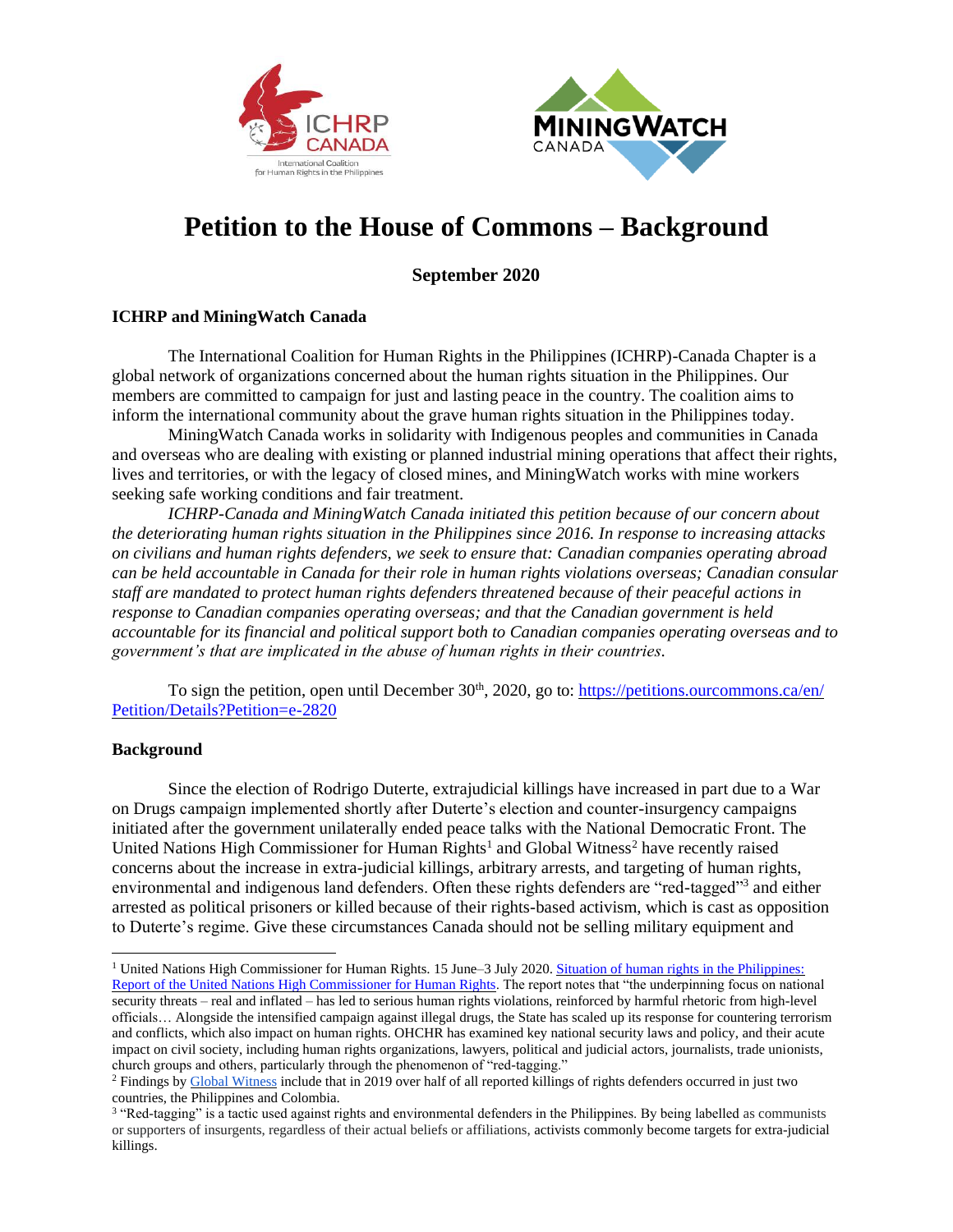# Petition to the House of Commons – Background

**September 2020**

### ICHRP and MiningWatch Canada

The International Coalition for Human Rights in the Philippines (ICHRP)-Canada Chapter is a global network of organizations concerned about the human rights situation in the Philippines. Our members are committed to campaign for just and lasting peace in the country. The coalition aims to inform the international community about the grave human rights situation in the Philippines today.

MiningWatch Canada works in solidarity with Indigenous peoples and communities in Canada and overseas who are dealing with existing or planned industrial mining operations that affect their rights, lives and territories, or with the legacy of closed mines, and MiningWatch works with mine workers seeking safe working conditions and fair treatment.

*ICHRP-Canada and MiningWatch Canada initiated this petition because of our concern about the deteriorating human rights situation in the Philippines since 2016. In response to increasing attacks on civilians and human rights defenders, we seek to ensure that: Canadian companies operating abroad can be held accountable in Canada for their role in human rights violations overseas; Canadian consular staff are mandated to protect human rights defenders threatened because of their peaceful actions in response to Canadian companies operating overseas; and that the Canadian government is held accountable for its financial and political support both to Canadian companies operating overseas and to government's that are implicated in the abuse of human rights in their countries.*

To sign the petition, open until December 30th, 2020, go to: [https://petitions.ourcommons.ca/en/Petition/Details?Petition=e-2820](https://petitions.ourcommons.ca/en/Petition/Details?Petition=e-2820)

### Background

Since the election of Rodrigo Duterte, extrajudicial killings have increased in part due to a War on Drugs campaign implemented shortly after Duterte's election and counter-insurgency campaigns initiated after the government unilaterally ended peace talks with the National Democratic Front. The United Nations High Commissioner for Human Rights[1] and Global Witness[2] have recently raised concerns about the increase in extra-judicial killings, arbitrary arrests, and targeting of human rights, environmental and indigenous land defenders. Often these rights defenders are "red-tagged"[3] and either arrested as political prisoners or killed because of their rights-based activism, which is cast as opposition to Duterte's regime. Give these circumstances Canada should not be selling military equipment and

---

[1] United Nations High Commissioner for Human Rights. 15 June–3 July 2020. Situation of human rights in the Philippines: Report of the United Nations High Commissioner for Human Rights. The report notes that "the underpinning focus on national security threats – real and inflated – has led to serious human rights violations, reinforced by harmful rhetoric from high-level officials… Alongside the intensified campaign against illegal drugs, the State has scaled up its response for countering terrorism and conflicts, which also impact on human rights. OHCHR has examined key national security laws and policy, and their acute impact on civil society, including human rights organizations, lawyers, political and judicial actors, journalists, trade unionists, church groups and others, particularly through the phenomenon of "red-tagging."

[2] Findings by Global Witness include that in 2019 over half of all reported killings of rights defenders occurred in just two countries, the Philippines and Colombia.

[3] "Red-tagging" is a tactic used against rights and environmental defenders in the Philippines. By being labelled as communists or supporters of insurgents, regardless of their actual beliefs or affiliations, activists commonly become targets for extra-judicial killings.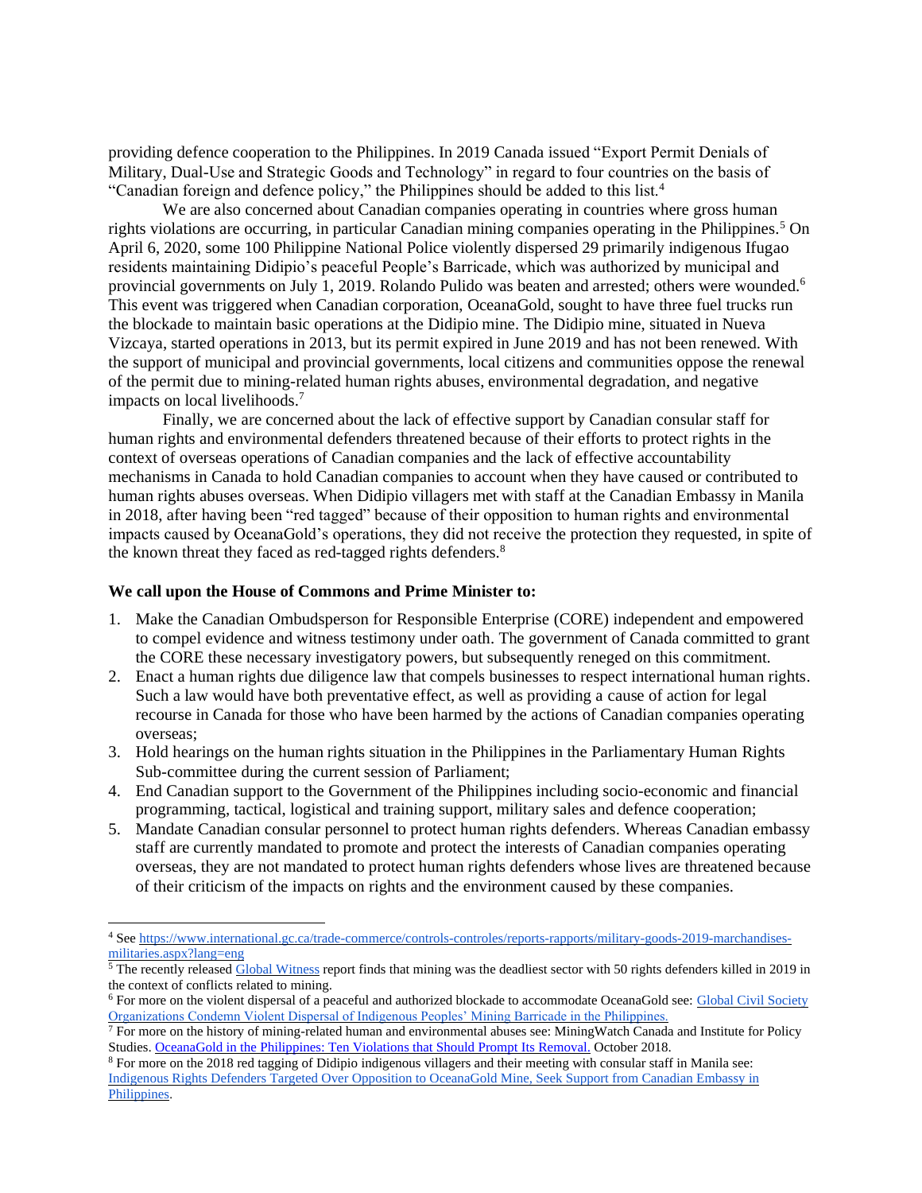providing defence cooperation to the Philippines. In 2019 Canada issued "Export Permit Denials of Military, Dual-Use and Strategic Goods and Technology" in regard to four countries on the basis of "Canadian foreign and defence policy," the Philippines should be added to this list.[4]

We are also concerned about Canadian companies operating in countries where gross human rights violations are occurring, in particular Canadian mining companies operating in the Philippines.[5] On April 6, 2020, some 100 Philippine National Police violently dispersed 29 primarily indigenous Ifugao residents maintaining Didipio's peaceful People's Barricade, which was authorized by municipal and provincial governments on July 1, 2019. Rolando Pulido was beaten and arrested; others were wounded.[6] This event was triggered when Canadian corporation, OceanaGold, sought to have three fuel trucks run the blockade to maintain basic operations at the Didipio mine. The Didipio mine, situated in Nueva Vizcaya, started operations in 2013, but its permit expired in June 2019 and has not been renewed. With the support of municipal and provincial governments, local citizens and communities oppose the renewal of the permit due to mining-related human rights abuses, environmental degradation, and negative impacts on local livelihoods.[7]

Finally, we are concerned about the lack of effective support by Canadian consular staff for human rights and environmental defenders threatened because of their efforts to protect rights in the context of overseas operations of Canadian companies and the lack of effective accountability mechanisms in Canada to hold Canadian companies to account when they have caused or contributed to human rights abuses overseas. When Didipio villagers met with staff at the Canadian Embassy in Manila in 2018, after having been "red tagged" because of their opposition to human rights and environmental impacts caused by OceanaGold's operations, they did not receive the protection they requested, in spite of the known threat they faced as red-tagged rights defenders.[8]

**We call upon the House of Commons and Prime Minister to:**

1. Make the Canadian Ombudsperson for Responsible Enterprise (CORE) independent and empowered to compel evidence and witness testimony under oath. The government of Canada committed to grant the CORE these necessary investigatory powers, but subsequently reneged on this commitment.
2. Enact a human rights due diligence law that compels businesses to respect international human rights. Such a law would have both preventative effect, as well as providing a cause of action for legal recourse in Canada for those who have been harmed by the actions of Canadian companies operating overseas;
3. Hold hearings on the human rights situation in the Philippines in the Parliamentary Human Rights Sub-committee during the current session of Parliament;
4. End Canadian support to the Government of the Philippines including socio-economic and financial programming, tactical, logistical and training support, military sales and defence cooperation;
5. Mandate Canadian consular personnel to protect human rights defenders. Whereas Canadian embassy staff are currently mandated to promote and protect the interests of Canadian companies operating overseas, they are not mandated to protect human rights defenders whose lives are threatened because of their criticism of the impacts on rights and the environment caused by these companies.

---

[4] See https://www.international.gc.ca/trade-commerce/controls-controles/reports-rapports/military-goods-2019-marchandises-militaries.aspx?lang=eng

[5] The recently released Global Witness report finds that mining was the deadliest sector with 50 rights defenders killed in 2019 in the context of conflicts related to mining.

[6] For more on the violent dispersal of a peaceful and authorized blockade to accommodate OceanaGold see: Global Civil Society Organizations Condemn Violent Dispersal of Indigenous Peoples' Mining Barricade in the Philippines.

[7] For more on the history of mining-related human and environmental abuses see: MiningWatch Canada and Institute for Policy Studies. OceanaGold in the Philippines: Ten Violations that Should Prompt Its Removal. October 2018.

[8] For more on the 2018 red tagging of Didipio indigenous villagers and their meeting with consular staff in Manila see: Indigenous Rights Defenders Targeted Over Opposition to OceanaGold Mine, Seek Support from Canadian Embassy in Philippines.